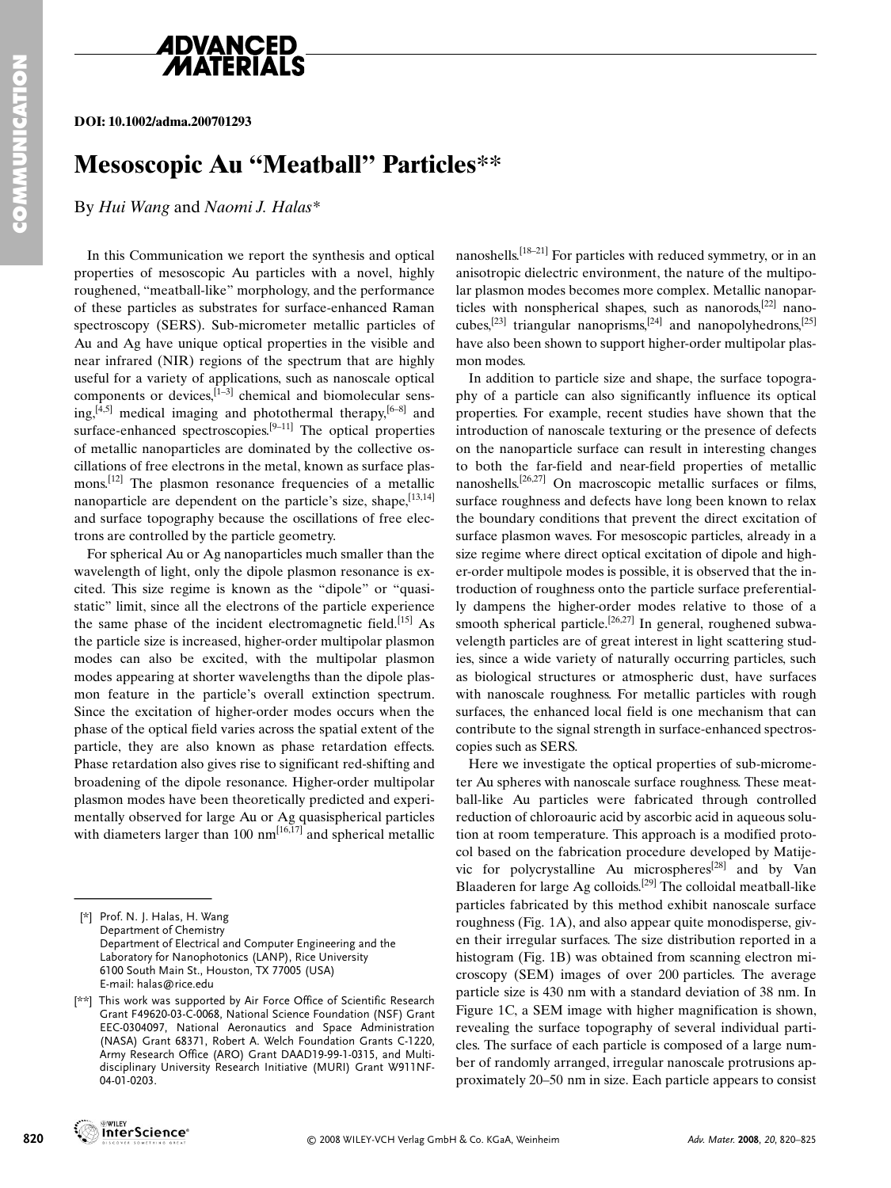DOI: 10.1002/adma.200701293

# Mesoscopic Au "Meatball" Particles**

By *Hui Wang* and *Naomi J. Halas**

In this Communication we report the synthesis and optical properties of mesoscopic Au particles with a novel, highly roughened, "meatball-like" morphology, and the performance of these particles as substrates for surface-enhanced Raman spectroscopy (SERS). Sub-micrometer metallic particles of Au and Ag have unique optical properties in the visible and near infrared (NIR) regions of the spectrum that are highly useful for a variety of applications, such as nanoscale optical components or devices,[1–3] chemical and biomolecular sensing,[4,5] medical imaging and photothermal therapy,[6–8] and surface-enhanced spectroscopies.[9–11] The optical properties of metallic nanoparticles are dominated by the collective oscillations of free electrons in the metal, known as surface plasmons.[12] The plasmon resonance frequencies of a metallic nanoparticle are dependent on the particle's size, shape,[13,14] and surface topography because the oscillations of free electrons are controlled by the particle geometry.

For spherical Au or Ag nanoparticles much smaller than the wavelength of light, only the dipole plasmon resonance is excited. This size regime is known as the "dipole" or "quasistatic" limit, since all the electrons of the particle experience the same phase of the incident electromagnetic field.[15] As the particle size is increased, higher-order multipolar plasmon modes can also be excited, with the multipolar plasmon modes appearing at shorter wavelengths than the dipole plasmon feature in the particle's overall extinction spectrum. Since the excitation of higher-order modes occurs when the phase of the optical field varies across the spatial extent of the particle, they are also known as phase retardation effects. Phase retardation also gives rise to significant red-shifting and broadening of the dipole resonance. Higher-order multipolar plasmon modes have been theoretically predicted and experimentally observed for large Au or Ag quasispherical particles with diameters larger than 100 nm[16,17] and spherical metallic nanoshells.[18–21] For particles with reduced symmetry, or in an anisotropic dielectric environment, the nature of the multipolar plasmon modes becomes more complex. Metallic nanoparticles with nonspherical shapes, such as nanorods,[22] nanocubes,[23] triangular nanoprisms,[24] and nanopolyhedrons,[25] have also been shown to support higher-order multipolar plasmon modes.

In addition to particle size and shape, the surface topography of a particle can also significantly influence its optical properties. For example, recent studies have shown that the introduction of nanoscale texturing or the presence of defects on the nanoparticle surface can result in interesting changes to both the far-field and near-field properties of metallic nanoshells.[26,27] On macroscopic metallic surfaces or films, surface roughness and defects have long been known to relax the boundary conditions that prevent the direct excitation of surface plasmon waves. For mesoscopic particles, already in a size regime where direct optical excitation of dipole and higher-order multipole modes is possible, it is observed that the introduction of roughness onto the particle surface preferentially dampens the higher-order modes relative to those of a smooth spherical particle.[26,27] In general, roughened subwavelength particles are of great interest in light scattering studies, since a wide variety of naturally occurring particles, such as biological structures or atmospheric dust, have surfaces with nanoscale roughness. For metallic particles with rough surfaces, the enhanced local field is one mechanism that can contribute to the signal strength in surface-enhanced spectroscopies such as SERS.

Here we investigate the optical properties of sub-micrometer Au spheres with nanoscale surface roughness. These meatball-like Au particles were fabricated through controlled reduction of chloroauric acid by ascorbic acid in aqueous solution at room temperature. This approach is a modified protocol based on the fabrication procedure developed by Matijevic for polycrystalline Au microspheres[28] and by Van Blaaderen for large Ag colloids.[29] The colloidal meatball-like particles fabricated by this method exhibit nanoscale surface roughness (Fig. 1A), and also appear quite monodisperse, given their irregular surfaces. The size distribution reported in a histogram (Fig. 1B) was obtained from scanning electron microscopy (SEM) images of over 200 particles. The average particle size is 430 nm with a standard deviation of 38 nm. In Figure 1C, a SEM image with higher magnification is shown, revealing the surface topography of several individual particles. The surface of each particle is composed of a large number of randomly arranged, irregular nanoscale protrusions approximately 20–50 nm in size. Each particle appears to consist

[*] Prof. N. J. Halas, H. Wang
Department of Chemistry
Department of Electrical and Computer Engineering and the Laboratory for Nanophotonics (LANP), Rice University
6100 South Main St., Houston, TX 77005 (USA)
E-mail: halas@rice.edu

[**] This work was supported by Air Force Office of Scientific Research Grant F49620-03-C-0068, National Science Foundation (NSF) Grant EEC-0304097, National Aeronautics and Space Administration (NASA) Grant 68371, Robert A. Welch Foundation Grants C-1220, Army Research Office (ARO) Grant DAAD19-99-1-0315, and Multidisciplinary University Research Initiative (MURI) Grant W911NF-04-01-0203.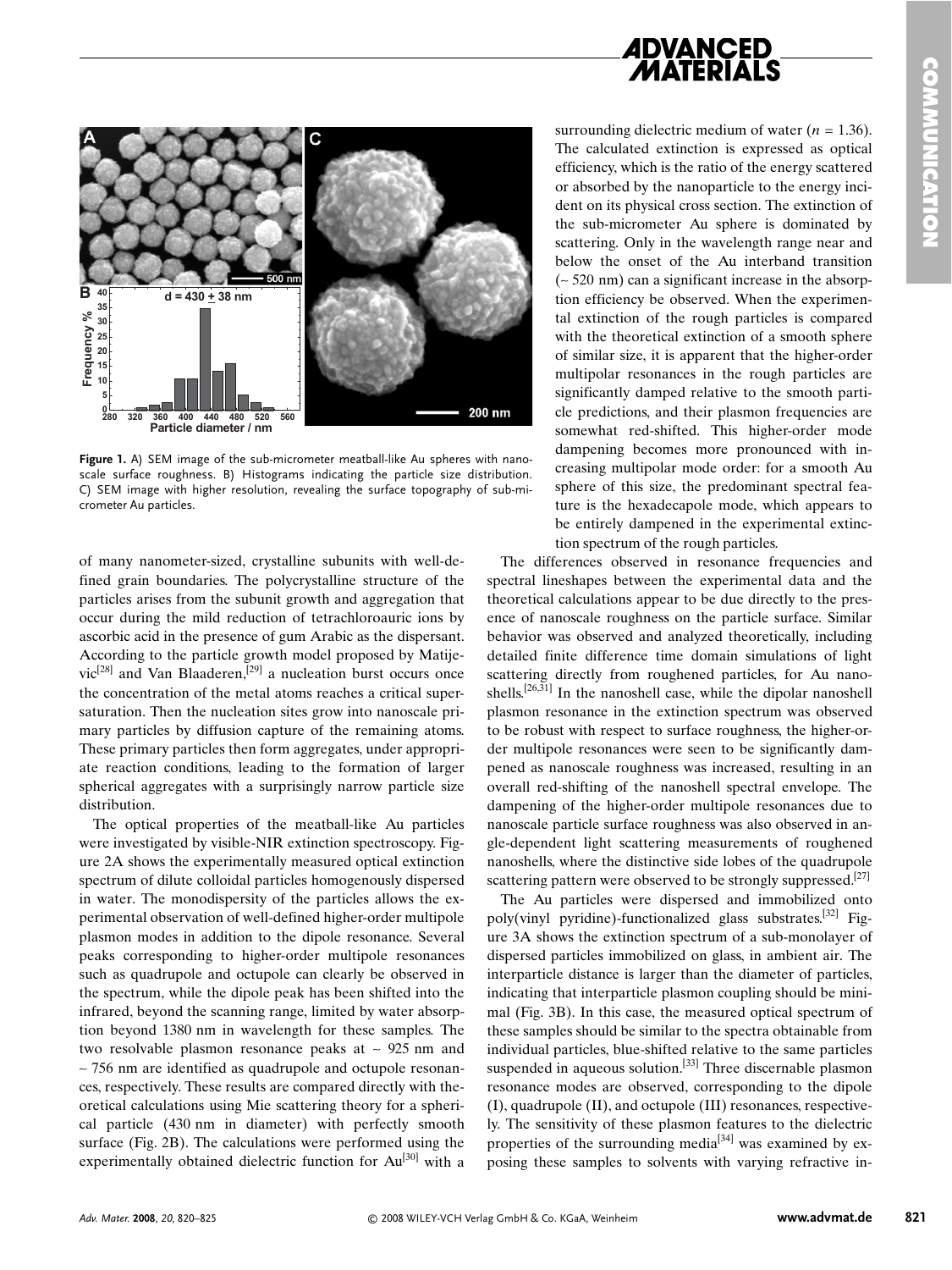Figure 1. A) SEM image of the sub-micrometer meatball-like Au spheres with nanoscale surface roughness. B) Histograms indicating the particle size distribution. C) SEM image with higher resolution, revealing the surface topography of sub-micrometer Au particles.

of many nanometer-sized, crystalline subunits with well-defined grain boundaries. The polycrystalline structure of the particles arises from the subunit growth and aggregation that occur during the mild reduction of tetrachloroauric ions by ascorbic acid in the presence of gum Arabic as the dispersant. According to the particle growth model proposed by Matijevic[28] and Van Blaaderen,[29] a nucleation burst occurs once the concentration of the metal atoms reaches a critical supersaturation. Then the nucleation sites grow into nanoscale primary particles by diffusion capture of the remaining atoms. These primary particles then form aggregates, under appropriate reaction conditions, leading to the formation of larger spherical aggregates with a surprisingly narrow particle size distribution.

The optical properties of the meatball-like Au particles were investigated by visible-NIR extinction spectroscopy. Figure 2A shows the experimentally measured optical extinction spectrum of dilute colloidal particles homogenously dispersed in water. The monodispersity of the particles allows the experimental observation of well-defined higher-order multipole plasmon modes in addition to the dipole resonance. Several peaks corresponding to higher-order multipole resonances such as quadrupole and octupole can clearly be observed in the spectrum, while the dipole peak has been shifted into the infrared, beyond the scanning range, limited by water absorption beyond 1380 nm in wavelength for these samples. The two resolvable plasmon resonance peaks at ~ 925 nm and ~ 756 nm are identified as quadrupole and octupole resonances, respectively. These results are compared directly with theoretical calculations using Mie scattering theory for a spherical particle (430 nm in diameter) with perfectly smooth surface (Fig. 2B). The calculations were performed using the experimentally obtained dielectric function for Au[30] with a surrounding dielectric medium of water ($n = 1.36$). The calculated extinction is expressed as optical efficiency, which is the ratio of the energy scattered or absorbed by the nanoparticle to the energy incident on its physical cross section. The extinction of the sub-micrometer Au sphere is dominated by scattering. Only in the wavelength range near and below the onset of the Au interband transition (~ 520 nm) can a significant increase in the absorption efficiency be observed. When the experimental extinction of the rough particles is compared with the theoretical extinction of a smooth sphere of similar size, it is apparent that the higher-order multipolar resonances in the rough particles are significantly damped relative to the smooth particle predictions, and their plasmon frequencies are somewhat red-shifted. This higher-order mode dampening becomes more pronounced with increasing multipolar mode order: for a smooth Au sphere of this size, the predominant spectral feature is the hexadecapole mode, which appears to be entirely dampened in the experimental extinction spectrum of the rough particles.

The differences observed in resonance frequencies and spectral lineshapes between the experimental data and the theoretical calculations appear to be due directly to the presence of nanoscale roughness on the particle surface. Similar behavior was observed and analyzed theoretically, including detailed finite difference time domain simulations of light scattering directly from roughened particles, for Au nanoshells.[26,31] In the nanoshell case, while the dipolar nanoshell plasmon resonance in the extinction spectrum was observed to be robust with respect to surface roughness, the higher-order multipole resonances were seen to be significantly dampened as nanoscale roughness was increased, resulting in an overall red-shifting of the nanoshell spectral envelope. The dampening of the higher-order multipole resonances due to nanoscale particle surface roughness was also observed in angle-dependent light scattering measurements of roughened nanoshells, where the distinctive side lobes of the quadrupole scattering pattern were observed to be strongly suppressed.[27]

The Au particles were dispersed and immobilized onto poly(vinyl pyridine)-functionalized glass substrates.[32] Figure 3A shows the extinction spectrum of a sub-monolayer of dispersed particles immobilized on glass, in ambient air. The interparticle distance is larger than the diameter of particles, indicating that interparticle plasmon coupling should be minimal (Fig. 3B). In this case, the measured optical spectrum of these samples should be similar to the spectra obtainable from individual particles, blue-shifted relative to the same particles suspended in aqueous solution.[33] Three discernable plasmon resonance modes are observed, corresponding to the dipole (I), quadrupole (II), and octupole (III) resonances, respectively. The sensitivity of these plasmon features to the dielectric properties of the surrounding media[34] was examined by exposing these samples to solvents with varying refractive in-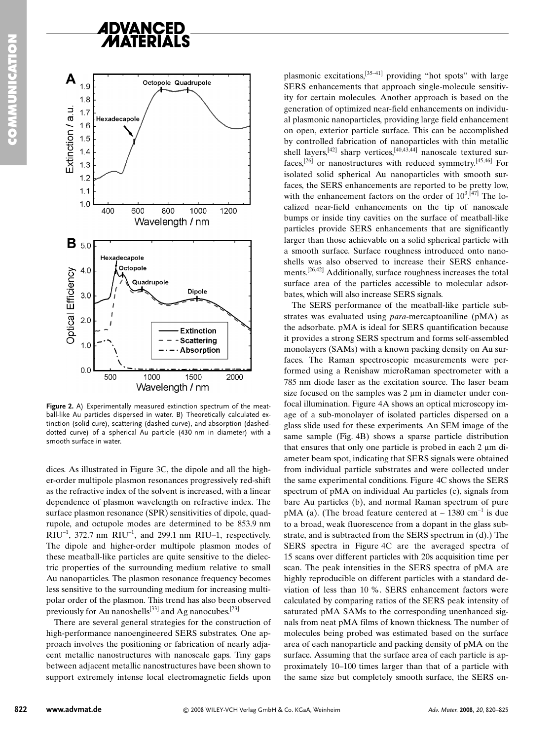Figure 2. A) Experimentally measured extinction spectrum of the meatball-like Au particles dispersed in water. B) Theoretically calculated extinction (solid cure), scattering (dashed curve), and absorption (dashed-dotted curve) of a spherical Au particle (430 nm in diameter) with a smooth surface in water.

dices. As illustrated in Figure 3C, the dipole and all the higher-order multipole plasmon resonances progressively red-shift as the refractive index of the solvent is increased, with a linear dependence of plasmon wavelength on refractive index. The surface plasmon resonance (SPR) sensitivities of dipole, quadrupole, and octupole modes are determined to be 853.9 nm $RIU^{-1}$, 372.7 nm $RIU^{-1}$, and 299.1 nm RIU–1, respectively. The dipole and higher-order multipole plasmon modes of these meatball-like particles are quite sensitive to the dielectric properties of the surrounding medium relative to small Au nanoparticles. The plasmon resonance frequency becomes less sensitive to the surrounding medium for increasing multipolar order of the plasmon. This trend has also been observed previously for Au nanoshells[33] and Ag nanocubes.[23]

There are several general strategies for the construction of high-performance nanoengineered SERS substrates. One approach involves the positioning or fabrication of nearly adjacent metallic nanostructures with nanoscale gaps. Tiny gaps between adjacent metallic nanostructures have been shown to support extremely intense local electromagnetic fields upon plasmonic excitations,[35–41] providing "hot spots" with large SERS enhancements that approach single-molecule sensitivity for certain molecules. Another approach is based on the generation of optimized near-field enhancements on individual plasmonic nanoparticles, providing large field enhancement on open, exterior particle surface. This can be accomplished by controlled fabrication of nanoparticles with thin metallic shell layers,[42] sharp vertices,[40,43,44] nanoscale textured surfaces,[26] or nanostructures with reduced symmetry.[45,46] For isolated solid spherical Au nanoparticles with smooth surfaces, the SERS enhancements are reported to be pretty low, with the enhancement factors on the order of $10^3$.[47] The localized near-field enhancements on the tip of nanoscale bumps or inside tiny cavities on the surface of meatball-like particles provide SERS enhancements that are significantly larger than those achievable on a solid spherical particle with a smooth surface. Surface roughness introduced onto nanoshells was also observed to increase their SERS enhancements.[26,42] Additionally, surface roughness increases the total surface area of the particles accessible to molecular adsorbates, which will also increase SERS signals.

The SERS performance of the meatball-like particle substrates was evaluated using *para*-mercaptoaniline (pMA) as the adsorbate. pMA is ideal for SERS quantification because it provides a strong SERS spectrum and forms self-assembled monolayers (SAMs) with a known packing density on Au surfaces. The Raman spectroscopic measurements were performed using a Renishaw microRaman spectrometer with a 785 nm diode laser as the excitation source. The laser beam size focused on the samples was 2 μm in diameter under confocal illumination. Figure 4A shows an optical microscopy image of a sub-monolayer of isolated particles dispersed on a glass slide used for these experiments. An SEM image of the same sample (Fig. 4B) shows a sparse particle distribution that ensures that only one particle is probed in each 2 μm diameter beam spot, indicating that SERS signals were obtained from individual particle substrates and were collected under the same experimental conditions. Figure 4C shows the SERS spectrum of pMA on individual Au particles (c), signals from bare Au particles (b), and normal Raman spectrum of pure pMA (a). (The broad feature centered at ~ 1380 $cm^{-1}$ is due to a broad, weak fluorescence from a dopant in the glass substrate, and is subtracted from the SERS spectrum in (d).) The SERS spectra in Figure 4C are the averaged spectra of 15 scans over different particles with 20s acquisition time per scan. The peak intensities in the SERS spectra of pMA are highly reproducible on different particles with a standard deviation of less than 10 %. SERS enhancement factors were calculated by comparing ratios of the SERS peak intensity of saturated pMA SAMs to the corresponding unenhanced signals from neat pMA films of known thickness. The number of molecules being probed was estimated based on the surface area of each nanoparticle and packing density of pMA on the surface. Assuming that the surface area of each particle is approximately 10–100 times larger than that of a particle with the same size but completely smooth surface, the SERS en-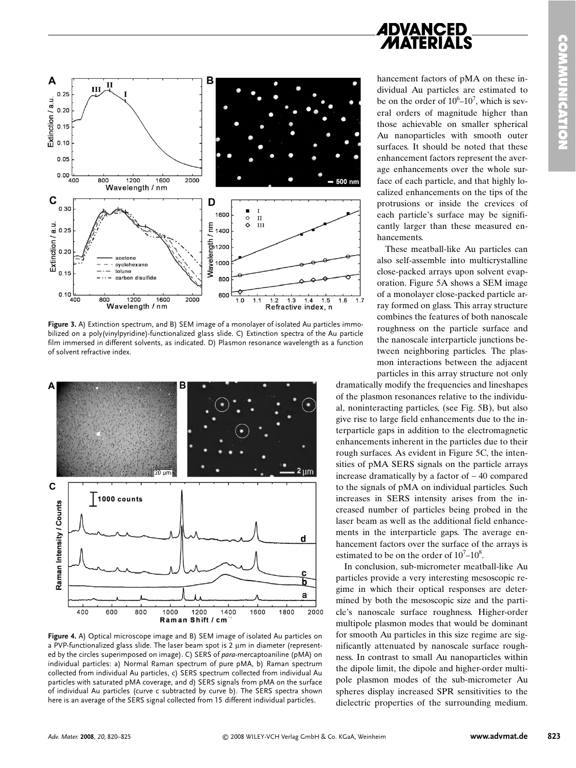hancement factors of pMA on these individual Au particles are estimated to be on the order of $10^6$–$10^7$, which is several orders of magnitude higher than those achievable on smaller spherical Au nanoparticles with smooth outer surfaces. It should be noted that these enhancement factors represent the average enhancements over the whole surface of each particle, and that highly localized enhancements on the tips of the protrusions or inside the crevices of each particle's surface may be significantly larger than these measured enhancements.

These meatball-like Au particles can also self-assemble into multicrystalline close-packed arrays upon solvent evaporation. Figure 5A shows a SEM image of a monolayer close-packed particle array formed on glass. This array structure combines the features of both nanoscale roughness on the particle surface and the nanoscale interparticle junctions between neighboring particles. The plasmon interactions between the adjacent particles in this array structure not only dramatically modify the frequencies and lineshapes of the plasmon resonances relative to the individual, noninteracting particles, (see Fig. 5B), but also give rise to large field enhancements due to the interparticle gaps in addition to the electromagnetic enhancements inherent in the particles due to their rough surfaces. As evident in Figure 5C, the intensities of pMA SERS signals on the particle arrays increase dramatically by a factor of ~ 40 compared to the signals of pMA on individual particles. Such increases in SERS intensity arises from the increased number of particles being probed in the laser beam as well as the additional field enhancements in the interparticle gaps. The average enhancement factors over the surface of the arrays is estimated to be on the order of $10^7$–$10^8$.

In conclusion, sub-micrometer meatball-like Au particles provide a very interesting mesoscopic regime in which their optical responses are determined by both the mesoscopic size and the particle's nanoscale surface roughness. Higher-order multipole plasmon modes that would be dominant for smooth Au particles in this size regime are significantly attenuated by nanoscale surface roughness. In contrast to small Au nanoparticles within the dipole limit, the dipole and higher-order multipole plasmon modes of the sub-micrometer Au spheres display increased SPR sensitivities to the dielectric properties of the surrounding medium.

**Figure 3.** A) Extinction spectrum, and B) SEM image of a monolayer of isolated Au particles immobilized on a poly(vinylpyridine)-functionalized glass slide. C) Extinction spectra of the Au particle film immersed in different solvents, as indicated. D) Plasmon resonance wavelength as a function of solvent refractive index.

**Figure 4.** A) Optical microscope image and B) SEM image of isolated Au particles on a PVP-functionalized glass slide. The laser beam spot is 2 μm in diameter (represented by the circles superimposed on image). C) SERS of *para*-mercaptoaniline (pMA) on individual particles: a) Normal Raman spectrum of pure pMA, b) Raman spectrum collected from individual Au particles, c) SERS spectrum collected from individual Au particles with saturated pMA coverage, and d) SERS signals from pMA on the surface of individual Au particles (curve c subtracted by curve b). The SERS spectra shown here is an average of the SERS signal collected from 15 different individual particles.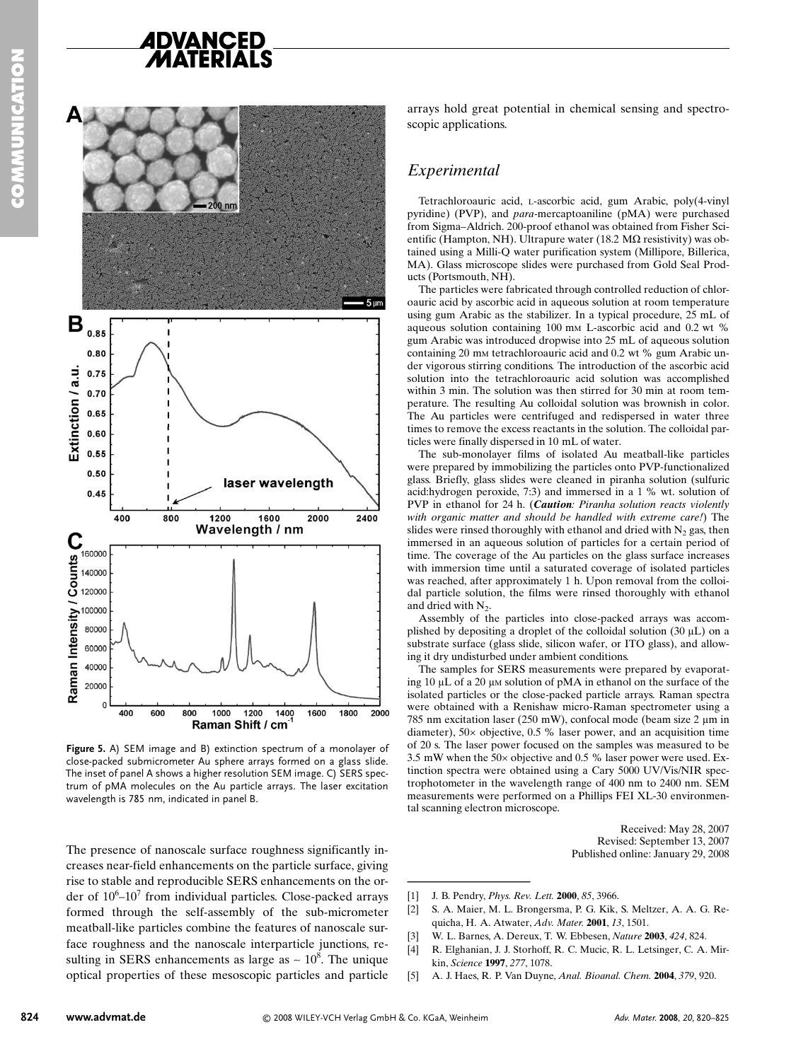Figure 5. A) SEM image and B) extinction spectrum of a monolayer of close-packed submicrometer Au sphere arrays formed on a glass slide. The inset of panel A shows a higher resolution SEM image. C) SERS spectrum of pMA molecules on the Au particle arrays. The laser excitation wavelength is 785 nm, indicated in panel B.

The presence of nanoscale surface roughness significantly increases near-field enhancements on the particle surface, giving rise to stable and reproducible SERS enhancements on the order of $10^6$–$10^7$ from individual particles. Close-packed arrays formed through the self-assembly of the sub-micrometer meatball-like particles combine the features of nanoscale surface roughness and the nanoscale interparticle junctions, resulting in SERS enhancements as large as ~ $10^8$. The unique optical properties of these mesoscopic particles and particle arrays hold great potential in chemical sensing and spectroscopic applications.

## Experimental

Tetrachloroauric acid, L-ascorbic acid, gum Arabic, poly(4-vinyl pyridine) (PVP), and *para*-mercaptoaniline (pMA) were purchased from Sigma–Aldrich. 200-proof ethanol was obtained from Fisher Scientific (Hampton, NH). Ultrapure water (18.2 MΩ resistivity) was obtained using a Milli-Q water purification system (Millipore, Billerica, MA). Glass microscope slides were purchased from Gold Seal Products (Portsmouth, NH).

The particles were fabricated through controlled reduction of chloroauric acid by ascorbic acid in aqueous solution at room temperature using gum Arabic as the stabilizer. In a typical procedure, 25 mL of aqueous solution containing 100 mM L-ascorbic acid and 0.2 wt % gum Arabic was introduced dropwise into 25 mL of aqueous solution containing 20 mM tetrachloroauric acid and 0.2 wt % gum Arabic under vigorous stirring conditions. The introduction of the ascorbic acid solution into the tetrachloroauric acid solution was accomplished within 3 min. The solution was then stirred for 30 min at room temperature. The resulting Au colloidal solution was brownish in color. The Au particles were centrifuged and redispersed in water three times to remove the excess reactants in the solution. The colloidal particles were finally dispersed in 10 mL of water.

The sub-monolayer films of isolated Au meatball-like particles were prepared by immobilizing the particles onto PVP-functionalized glass. Briefly, glass slides were cleaned in piranha solution (sulfuric acid:hydrogen peroxide, 7:3) and immersed in a 1 % wt. solution of PVP in ethanol for 24 h. (***Caution****: Piranha solution reacts violently with organic matter and should be handled with extreme care!*) The slides were rinsed thoroughly with ethanol and dried with $N_2$ gas, then immersed in an aqueous solution of particles for a certain period of time. The coverage of the Au particles on the glass surface increases with immersion time until a saturated coverage of isolated particles was reached, after approximately 1 h. Upon removal from the colloidal particle solution, the films were rinsed thoroughly with ethanol and dried with $N_2$.

Assembly of the particles into close-packed arrays was accomplished by depositing a droplet of the colloidal solution (30 µL) on a substrate surface (glass slide, silicon wafer, or ITO glass), and allowing it dry undisturbed under ambient conditions.

The samples for SERS measurements were prepared by evaporating 10 µL of a 20 µM solution of pMA in ethanol on the surface of the isolated particles or the close-packed particle arrays. Raman spectra were obtained with a Renishaw micro-Raman spectrometer using a 785 nm excitation laser (250 mW), confocal mode (beam size 2 µm in diameter), 50× objective, 0.5 % laser power, and an acquisition time of 20 s. The laser power focused on the samples was measured to be 3.5 mW when the 50× objective and 0.5 % laser power were used. Extinction spectra were obtained using a Cary 5000 UV/Vis/NIR spectrophotometer in the wavelength range of 400 nm to 2400 nm. SEM measurements were performed on a Phillips FEI XL-30 environmental scanning electron microscope.

Received: May 28, 2007
Revised: September 13, 2007
Published online: January 29, 2008

[1] J. B. Pendry, *Phys. Rev. Lett.* **2000**, *85*, 3966.
[2] S. A. Maier, M. L. Brongersma, P. G. Kik, S. Meltzer, A. A. G. Requicha, H. A. Atwater, *Adv. Mater.* **2001**, *13*, 1501.
[3] W. L. Barnes, A. Dereux, T. W. Ebbesen, *Nature* **2003**, *424*, 824.
[4] R. Elghanian, J. J. Storhoff, R. C. Mucic, R. L. Letsinger, C. A. Mirkin, *Science* **1997**, *277*, 1078.
[5] A. J. Haes, R. P. Van Duyne, *Anal. Bioanal. Chem.* **2004**, *379*, 920.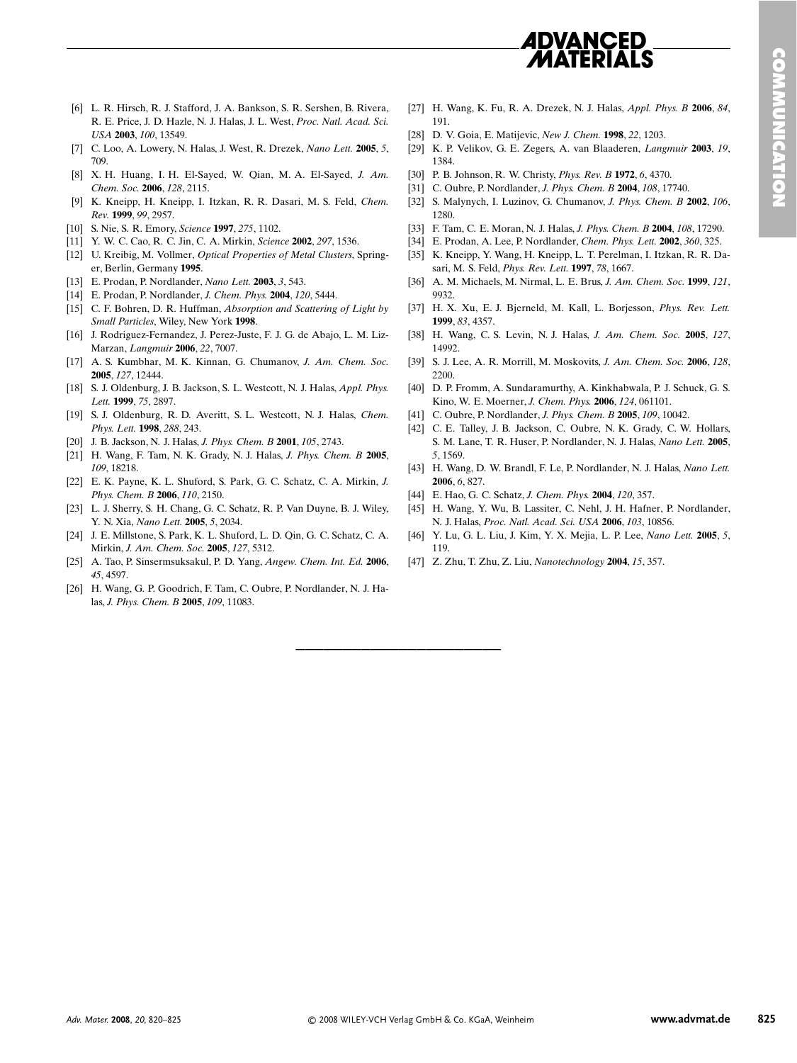[6] L. R. Hirsch, R. J. Stafford, J. A. Bankson, S. R. Sershen, B. Rivera, R. E. Price, J. D. Hazle, N. J. Halas, J. L. West, *Proc. Natl. Acad. Sci. USA* **2003**, *100*, 13549.

[7] C. Loo, A. Lowery, N. Halas, J. West, R. Drezek, *Nano Lett.* **2005**, *5*, 709.

[8] X. H. Huang, I. H. El-Sayed, W. Qian, M. A. El-Sayed, *J. Am. Chem. Soc.* **2006**, *128*, 2115.

[9] K. Kneipp, H. Kneipp, I. Itzkan, R. R. Dasari, M. S. Feld, *Chem. Rev.* **1999**, *99*, 2957.

[10] S. Nie, S. R. Emory, *Science* **1997**, *275*, 1102.

[11] Y. W. C. Cao, R. C. Jin, C. A. Mirkin, *Science* **2002**, *297*, 1536.

[12] U. Kreibig, M. Vollmer, *Optical Properties of Metal Clusters*, Springer, Berlin, Germany **1995**.

[13] E. Prodan, P. Nordlander, *Nano Lett.* **2003**, *3*, 543.

[14] E. Prodan, P. Nordlander, *J. Chem. Phys.* **2004**, *120*, 5444.

[15] C. F. Bohren, D. R. Huffman, *Absorption and Scattering of Light by Small Particles*, Wiley, New York **1998**.

[16] J. Rodriguez-Fernandez, J. Perez-Juste, F. J. G. de Abajo, L. M. Liz-Marzan, *Langmuir* **2006**, *22*, 7007.

[17] A. S. Kumbhar, M. K. Kinnan, G. Chumanov, *J. Am. Chem. Soc.* **2005**, *127*, 12444.

[18] S. J. Oldenburg, J. B. Jackson, S. L. Westcott, N. J. Halas, *Appl. Phys. Lett.* **1999**, *75*, 2897.

[19] S. J. Oldenburg, R. D. Averitt, S. L. Westcott, N. J. Halas, *Chem. Phys. Lett.* **1998**, *288*, 243.

[20] J. B. Jackson, N. J. Halas, *J. Phys. Chem. B* **2001**, *105*, 2743.

[21] H. Wang, F. Tam, N. K. Grady, N. J. Halas, *J. Phys. Chem. B* **2005**, *109*, 18218.

[22] E. K. Payne, K. L. Shuford, S. Park, G. C. Schatz, C. A. Mirkin, *J. Phys. Chem. B* **2006**, *110*, 2150.

[23] L. J. Sherry, S. H. Chang, G. C. Schatz, R. P. Van Duyne, B. J. Wiley, Y. N. Xia, *Nano Lett.* **2005**, *5*, 2034.

[24] J. E. Millstone, S. Park, K. L. Shuford, L. D. Qin, G. C. Schatz, C. A. Mirkin, *J. Am. Chem. Soc.* **2005**, *127*, 5312.

[25] A. Tao, P. Sinsermsuksakul, P. D. Yang, *Angew. Chem. Int. Ed.* **2006**, *45*, 4597.

[26] H. Wang, G. P. Goodrich, F. Tam, C. Oubre, P. Nordlander, N. J. Halas, *J. Phys. Chem. B* **2005**, *109*, 11083.

[27] H. Wang, K. Fu, R. A. Drezek, N. J. Halas, *Appl. Phys. B* **2006**, *84*, 191.

[28] D. V. Goia, E. Matijevic, *New J. Chem.* **1998**, *22*, 1203.

[29] K. P. Velikov, G. E. Zegers, A. van Blaaderen, *Langmuir* **2003**, *19*, 1384.

[30] P. B. Johnson, R. W. Christy, *Phys. Rev. B* **1972**, *6*, 4370.

[31] C. Oubre, P. Nordlander, *J. Phys. Chem. B* **2004**, *108*, 17740.

[32] S. Malynych, I. Luzinov, G. Chumanov, *J. Phys. Chem. B* **2002**, *106*, 1280.

[33] F. Tam, C. E. Moran, N. J. Halas, *J. Phys. Chem. B* **2004**, *108*, 17290.

[34] E. Prodan, A. Lee, P. Nordlander, *Chem. Phys. Lett.* **2002**, *360*, 325.

[35] K. Kneipp, Y. Wang, H. Kneipp, L. T. Perelman, I. Itzkan, R. R. Dasari, M. S. Feld, *Phys. Rev. Lett.* **1997**, *78*, 1667.

[36] A. M. Michaels, M. Nirmal, L. E. Brus, *J. Am. Chem. Soc.* **1999**, *121*, 9932.

[37] H. X. Xu, E. J. Bjerneld, M. Kall, L. Borjesson, *Phys. Rev. Lett.* **1999**, *83*, 4357.

[38] H. Wang, C. S. Levin, N. J. Halas, *J. Am. Chem. Soc.* **2005**, *127*, 14992.

[39] S. J. Lee, A. R. Morrill, M. Moskovits, *J. Am. Chem. Soc.* **2006**, *128*, 2200.

[40] D. P. Fromm, A. Sundaramurthy, A. Kinkhabwala, P. J. Schuck, G. S. Kino, W. E. Moerner, *J. Chem. Phys.* **2006**, *124*, 061101.

[41] C. Oubre, P. Nordlander, *J. Phys. Chem. B* **2005**, *109*, 10042.

[42] C. E. Talley, J. B. Jackson, C. Oubre, N. K. Grady, C. W. Hollars, S. M. Lane, T. R. Huser, P. Nordlander, N. J. Halas, *Nano Lett.* **2005**, *5*, 1569.

[43] H. Wang, D. W. Brandl, F. Le, P. Nordlander, N. J. Halas, *Nano Lett.* **2006**, *6*, 827.

[44] E. Hao, G. C. Schatz, *J. Chem. Phys.* **2004**, *120*, 357.

[45] H. Wang, Y. Wu, B. Lassiter, C. Nehl, J. H. Hafner, P. Nordlander, N. J. Halas, *Proc. Natl. Acad. Sci. USA* **2006**, *103*, 10856.

[46] Y. Lu, G. L. Liu, J. Kim, Y. X. Mejia, L. P. Lee, *Nano Lett.* **2005**, *5*, 119.

[47] Z. Zhu, T. Zhu, Z. Liu, *Nanotechnology* **2004**, *15*, 357.